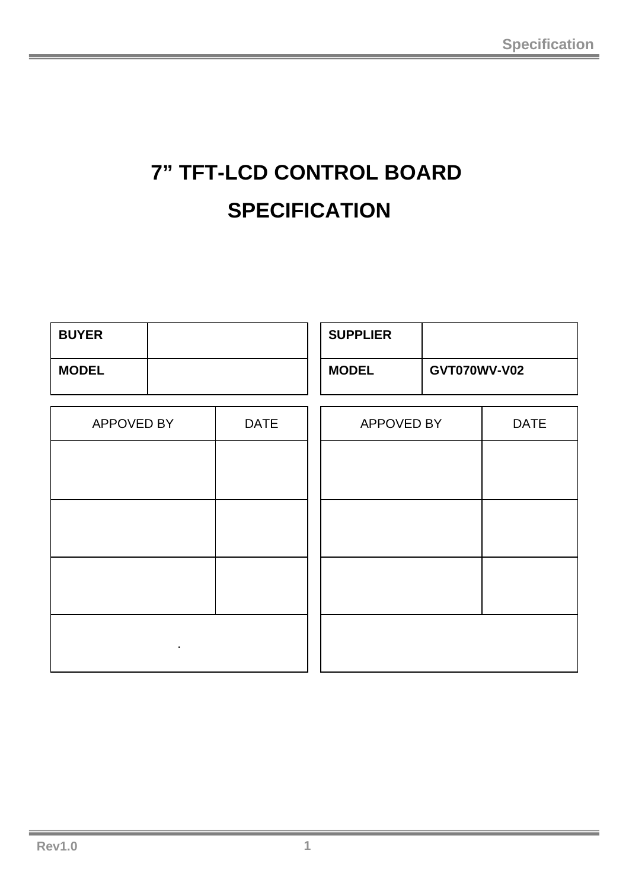# 7" TFT-LCD CONTROL BOARD SPECIFICATION

| BUYER | |
|---|---|
| MODEL | |

| SUPPLIER | |
|---|---|
| MODEL | GVT070WV-V02 |

| APPOVED BY | DATE |
|---|---|
| | |
| | |
| | |
| . | |

| APPOVED BY | DATE |
|---|---|
| | |
| | |
| | |
| | |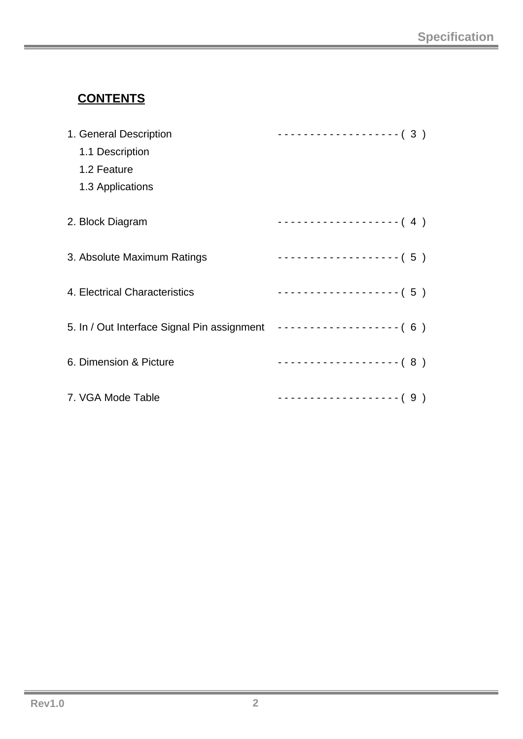## CONTENTS

1. General Description ------------------- ( 3 )
   1.1 Description
   1.2 Feature
   1.3 Applications

2. Block Diagram ------------------- ( 4 )

3. Absolute Maximum Ratings ------------------- ( 5 )

4. Electrical Characteristics ------------------- ( 5 )

5. In / Out Interface Signal Pin assignment ------------------- ( 6 )

6. Dimension & Picture ------------------- ( 8 )

7. VGA Mode Table ------------------- ( 9 )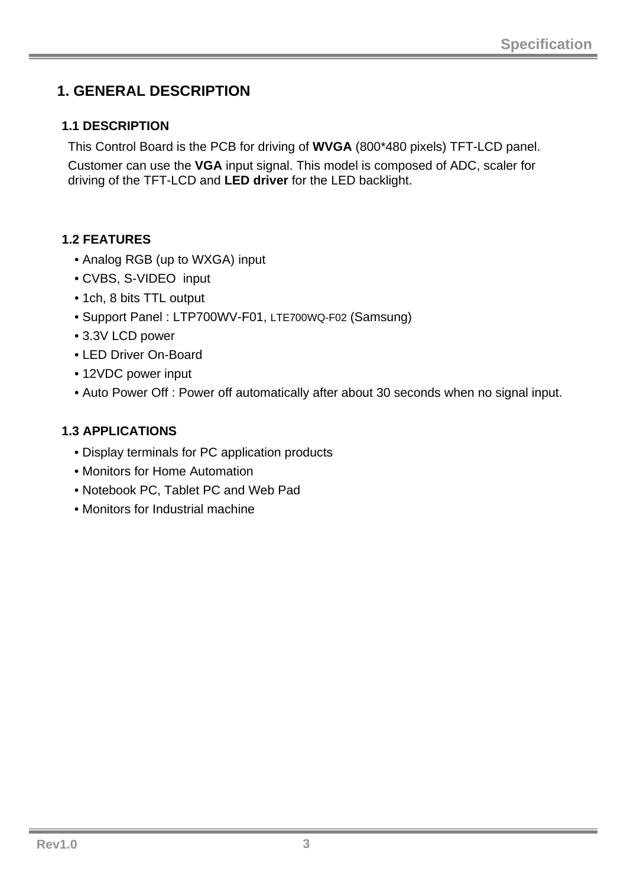# 1. GENERAL DESCRIPTION

## 1.1 DESCRIPTION

This Control Board is the PCB for driving of **WVGA** (800*480 pixels) TFT-LCD panel.

Customer can use the **VGA** input signal. This model is composed of ADC, scaler for driving of the TFT-LCD and **LED driver** for the LED backlight.

## 1.2 FEATURES

- Analog RGB (up to WXGA) input
- CVBS, S-VIDEO input
- 1ch, 8 bits TTL output
- Support Panel : LTP700WV-F01, LTE700WQ-F02 (Samsung)
- 3.3V LCD power
- LED Driver On-Board
- 12VDC power input
- Auto Power Off : Power off automatically after about 30 seconds when no signal input.

## 1.3 APPLICATIONS

- Display terminals for PC application products
- Monitors for Home Automation
- Notebook PC, Tablet PC and Web Pad
- Monitors for Industrial machine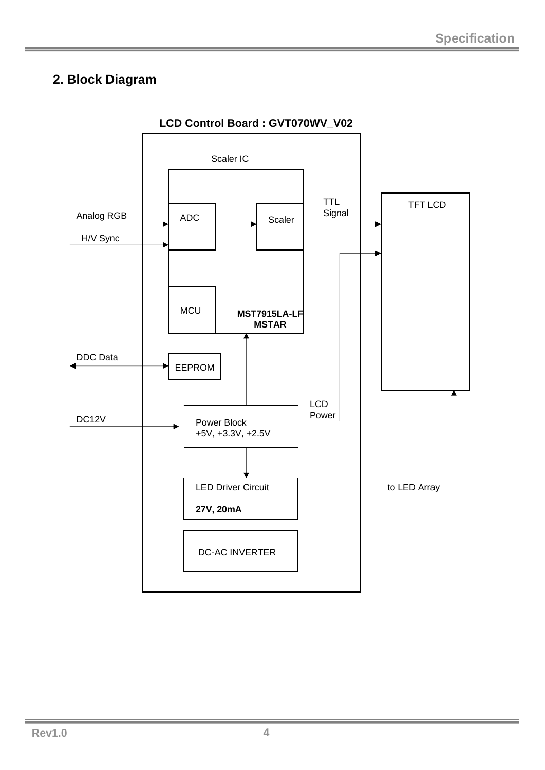## 2. Block Diagram

**LCD Control Board : GVT070WV_V02**

Scaler IC

Analog RGB

H/V Sync

ADC

Scaler

TTL Signal

TFT LCD

MCU

**MST7915LA-LF MSTAR**

DDC Data

EEPROM

LCD Power

DC12V

Power Block
+5V, +3.3V, +2.5V

LED Driver Circuit

**27V, 20mA**

to LED Array

DC-AC INVERTER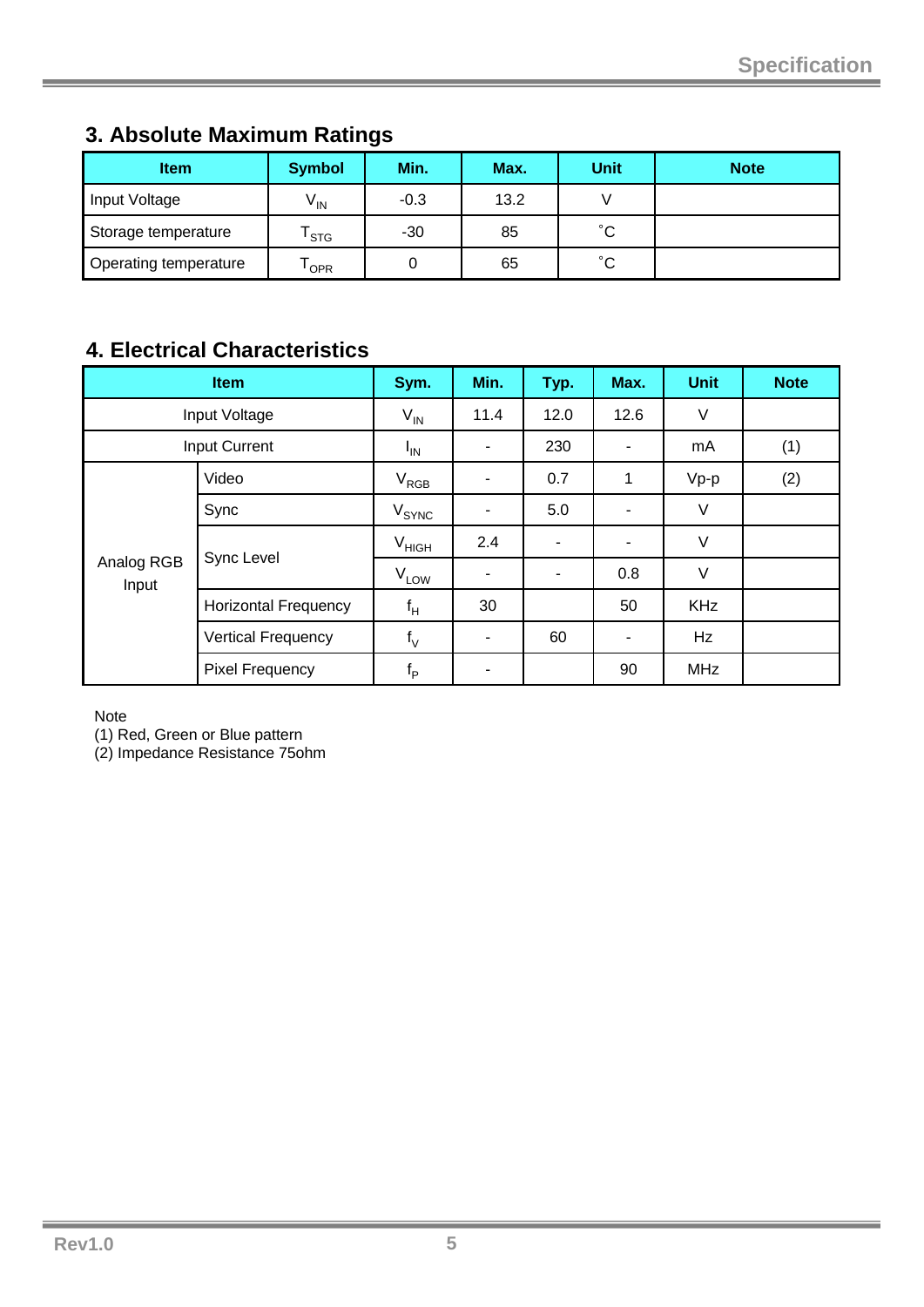## 3. Absolute Maximum Ratings

| Item | Symbol | Min. | Max. | Unit | Note |
|---|---|---|---|---|---|
| Input Voltage | $V_{IN}$ | -0.3 | 13.2 | V | |
| Storage temperature | $T_{STG}$ | -30 | 85 | ˚C | |
| Operating temperature | $T_{OPR}$ | 0 | 65 | ˚C | |

## 4. Electrical Characteristics

| Item | | Sym. | Min. | Typ. | Max. | Unit | Note |
|---|---|---|---|---|---|---|---|
| Input Voltage | | $V_{IN}$ | 11.4 | 12.0 | 12.6 | V | |
| Input Current | | $I_{IN}$ | - | 230 | - | mA | (1) |
| Analog RGB Input | Video | $V_{RGB}$ | - | 0.7 | 1 | Vp-p | (2) |
| | Sync | $V_{SYNC}$ | - | 5.0 | - | V | |
| | Sync Level | $V_{HIGH}$ | 2.4 | - | - | V | |
| | | $V_{LOW}$ | - | - | 0.8 | V | |
| | Horizontal Frequency | $f_H$ | 30 | | 50 | KHz | |
| | Vertical Frequency | $f_V$ | - | 60 | - | Hz | |
| | Pixel Frequency | $f_P$ | - | | 90 | MHz | |

Note
(1) Red, Green or Blue pattern
(2) Impedance Resistance 75ohm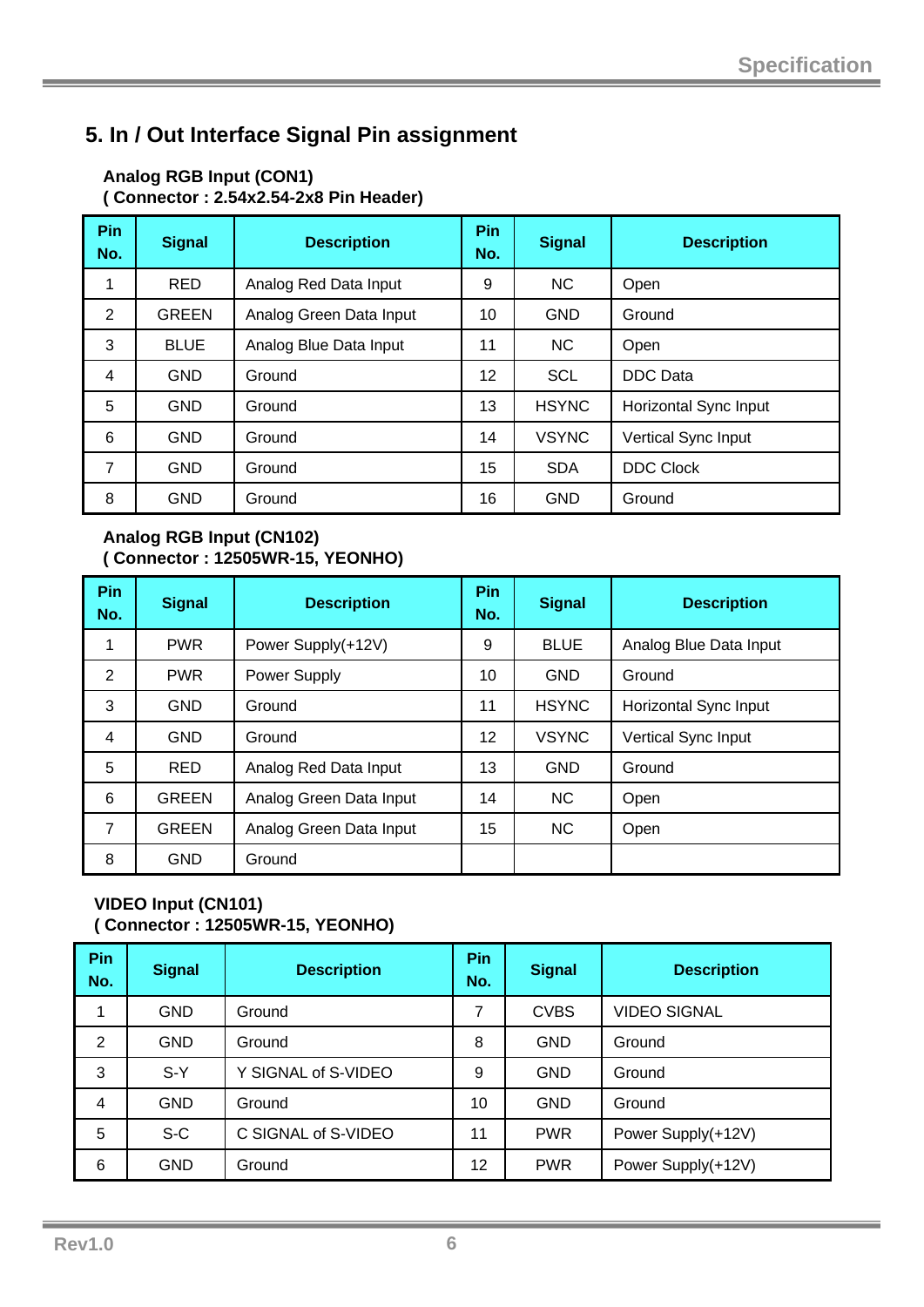## 5. In / Out Interface Signal Pin assignment

**Analog RGB Input (CON1)**
**( Connector : 2.54x2.54-2x8 Pin Header)**

| Pin No. | Signal | Description | Pin No. | Signal | Description |
|---|---|---|---|---|---|
| 1 | RED | Analog Red Data Input | 9 | NC | Open |
| 2 | GREEN | Analog Green Data Input | 10 | GND | Ground |
| 3 | BLUE | Analog Blue Data Input | 11 | NC | Open |
| 4 | GND | Ground | 12 | SCL | DDC Data |
| 5 | GND | Ground | 13 | HSYNC | Horizontal Sync Input |
| 6 | GND | Ground | 14 | VSYNC | Vertical Sync Input |
| 7 | GND | Ground | 15 | SDA | DDC Clock |
| 8 | GND | Ground | 16 | GND | Ground |

**Analog RGB Input (CN102)**
**( Connector : 12505WR-15, YEONHO)**

| Pin No. | Signal | Description | Pin No. | Signal | Description |
|---|---|---|---|---|---|
| 1 | PWR | Power Supply(+12V) | 9 | BLUE | Analog Blue Data Input |
| 2 | PWR | Power Supply | 10 | GND | Ground |
| 3 | GND | Ground | 11 | HSYNC | Horizontal Sync Input |
| 4 | GND | Ground | 12 | VSYNC | Vertical Sync Input |
| 5 | RED | Analog Red Data Input | 13 | GND | Ground |
| 6 | GREEN | Analog Green Data Input | 14 | NC | Open |
| 7 | GREEN | Analog Green Data Input | 15 | NC | Open |
| 8 | GND | Ground | | | |

**VIDEO Input (CN101)**
**( Connector : 12505WR-15, YEONHO)**

| Pin No. | Signal | Description | Pin No. | Signal | Description |
|---|---|---|---|---|---|
| 1 | GND | Ground | 7 | CVBS | VIDEO SIGNAL |
| 2 | GND | Ground | 8 | GND | Ground |
| 3 | S-Y | Y SIGNAL of S-VIDEO | 9 | GND | Ground |
| 4 | GND | Ground | 10 | GND | Ground |
| 5 | S-C | C SIGNAL of S-VIDEO | 11 | PWR | Power Supply(+12V) |
| 6 | GND | Ground | 12 | PWR | Power Supply(+12V) |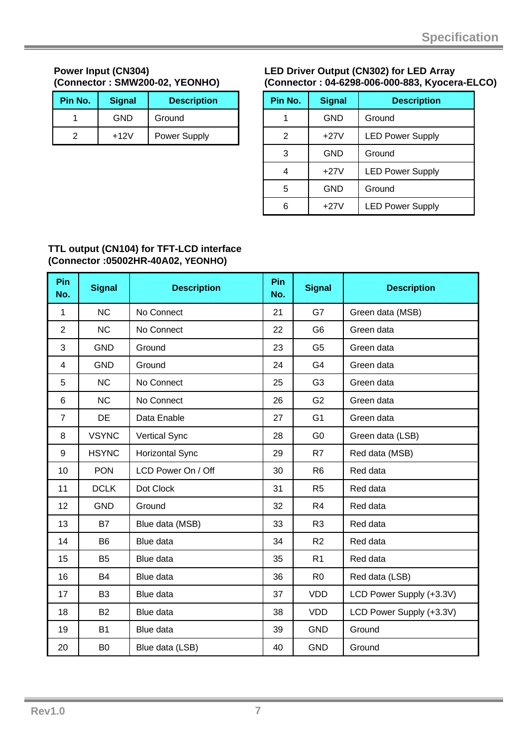**Power Input (CN304)**
**(Connector : SMW200-02, YEONHO)**

| Pin No. | Signal | Description |
|---|---|---|
| 1 | GND | Ground |
| 2 | +12V | Power Supply |

**LED Driver Output (CN302) for LED Array**
**(Connector : 04-6298-006-000-883, Kyocera-ELCO)**

| Pin No. | Signal | Description |
|---|---|---|
| 1 | GND | Ground |
| 2 | +27V | LED Power Supply |
| 3 | GND | Ground |
| 4 | +27V | LED Power Supply |
| 5 | GND | Ground |
| 6 | +27V | LED Power Supply |

**TTL output (CN104) for TFT-LCD interface**
**(Connector :05002HR-40A02, YEONHO)**

| Pin No. | Signal | Description | Pin No. | Signal | Description |
|---|---|---|---|---|---|
| 1 | NC | No Connect | 21 | G7 | Green data (MSB) |
| 2 | NC | No Connect | 22 | G6 | Green data |
| 3 | GND | Ground | 23 | G5 | Green data |
| 4 | GND | Ground | 24 | G4 | Green data |
| 5 | NC | No Connect | 25 | G3 | Green data |
| 6 | NC | No Connect | 26 | G2 | Green data |
| 7 | DE | Data Enable | 27 | G1 | Green data |
| 8 | VSYNC | Vertical Sync | 28 | G0 | Green data (LSB) |
| 9 | HSYNC | Horizontal Sync | 29 | R7 | Red data (MSB) |
| 10 | PON | LCD Power On / Off | 30 | R6 | Red data |
| 11 | DCLK | Dot Clock | 31 | R5 | Red data |
| 12 | GND | Ground | 32 | R4 | Red data |
| 13 | B7 | Blue data (MSB) | 33 | R3 | Red data |
| 14 | B6 | Blue data | 34 | R2 | Red data |
| 15 | B5 | Blue data | 35 | R1 | Red data |
| 16 | B4 | Blue data | 36 | R0 | Red data (LSB) |
| 17 | B3 | Blue data | 37 | VDD | LCD Power Supply (+3.3V) |
| 18 | B2 | Blue data | 38 | VDD | LCD Power Supply (+3.3V) |
| 19 | B1 | Blue data | 39 | GND | Ground |
| 20 | B0 | Blue data (LSB) | 40 | GND | Ground |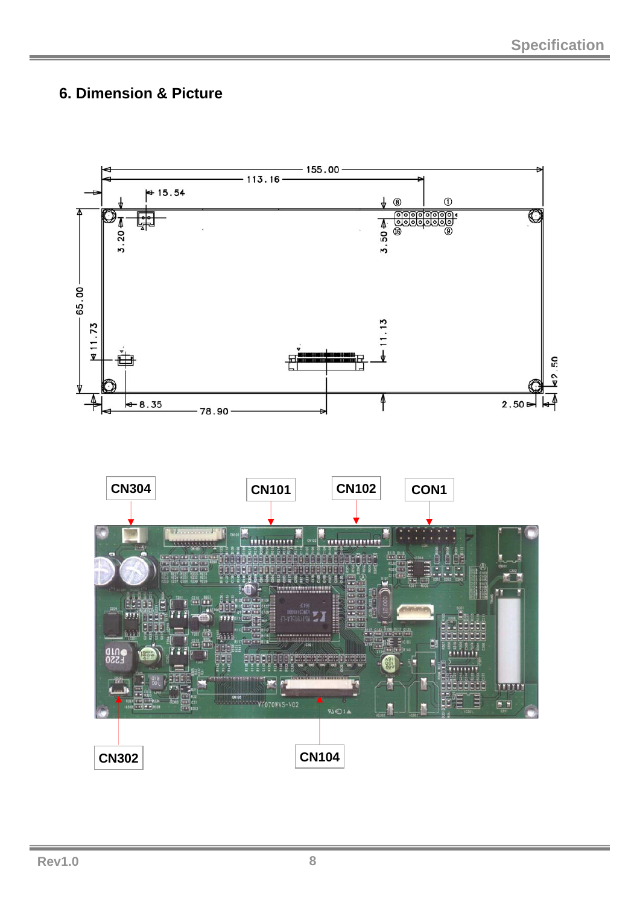## 6. Dimension & Picture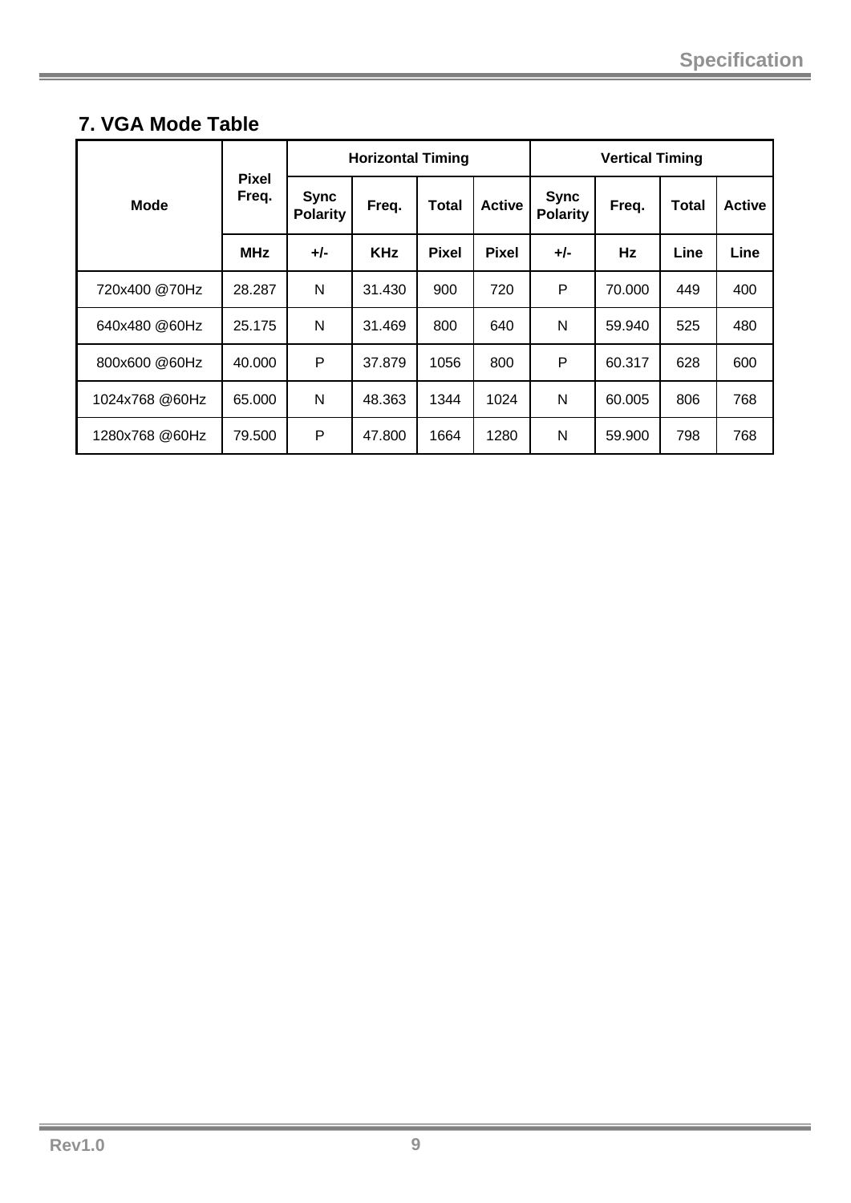## 7. VGA Mode Table

| Mode | Pixel Freq. | Horizontal Timing | | | | Vertical Timing | | | |
|---|---|---|---|---|---|---|---|---|---|
| | | Sync Polarity | Freq. | Total | Active | Sync Polarity | Freq. | Total | Active |
| | MHz | +/- | KHz | Pixel | Pixel | +/- | Hz | Line | Line |
| 720x400 @70Hz | 28.287 | N | 31.430 | 900 | 720 | P | 70.000 | 449 | 400 |
| 640x480 @60Hz | 25.175 | N | 31.469 | 800 | 640 | N | 59.940 | 525 | 480 |
| 800x600 @60Hz | 40.000 | P | 37.879 | 1056 | 800 | P | 60.317 | 628 | 600 |
| 1024x768 @60Hz | 65.000 | N | 48.363 | 1344 | 1024 | N | 60.005 | 806 | 768 |
| 1280x768 @60Hz | 79.500 | P | 47.800 | 1664 | 1280 | N | 59.900 | 798 | 768 |